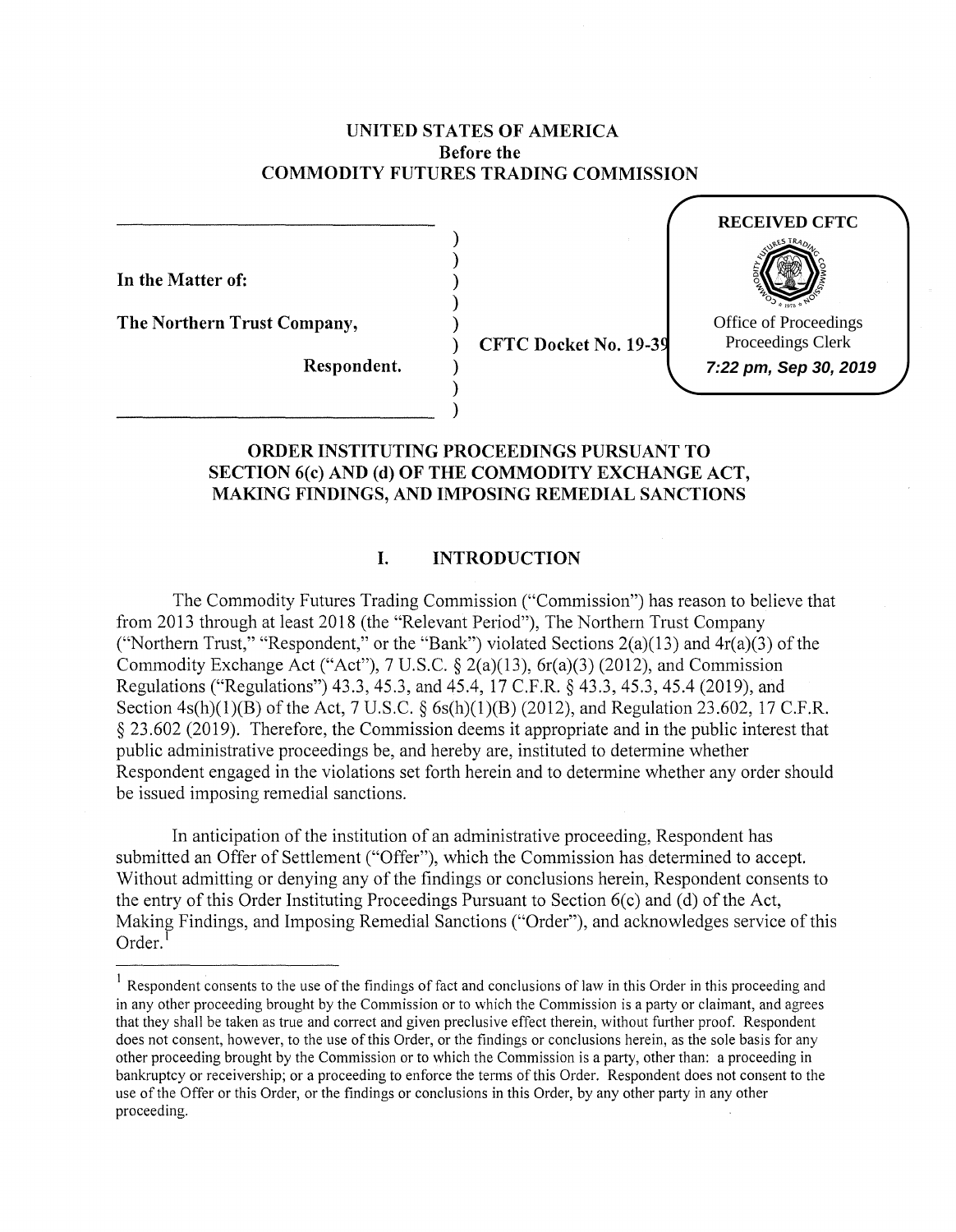**UNITED STATES OF AMERICA**
**Before the**
**COMMODITY FUTURES TRADING COMMISSION**

**RECEIVED CFTC**
Office of Proceedings
Proceedings Clerk
*7:22 pm, Sep 30, 2019*

**In the Matter of:**

**The Northern Trust Company,**

**Respondent.**

**CFTC Docket No. 19-39**

## ORDER INSTITUTING PROCEEDINGS PURSUANT TO SECTION 6(c) AND (d) OF THE COMMODITY EXCHANGE ACT, MAKING FINDINGS, AND IMPOSING REMEDIAL SANCTIONS

## I. INTRODUCTION

The Commodity Futures Trading Commission ("Commission") has reason to believe that from 2013 through at least 2018 (the "Relevant Period"), The Northern Trust Company ("Northern Trust," "Respondent," or the "Bank") violated Sections 2(a)(13) and 4r(a)(3) of the Commodity Exchange Act ("Act"), 7 U.S.C. § 2(a)(13), 6r(a)(3) (2012), and Commission Regulations ("Regulations") 43.3, 45.3, and 45.4, 17 C.F.R. § 43.3, 45.3, 45.4 (2019), and Section 4s(h)(1)(B) of the Act, 7 U.S.C. § 6s(h)(1)(B) (2012), and Regulation 23.602, 17 C.F.R. § 23.602 (2019). Therefore, the Commission deems it appropriate and in the public interest that public administrative proceedings be, and hereby are, instituted to determine whether Respondent engaged in the violations set forth herein and to determine whether any order should be issued imposing remedial sanctions.

In anticipation of the institution of an administrative proceeding, Respondent has submitted an Offer of Settlement ("Offer"), which the Commission has determined to accept. Without admitting or denying any of the findings or conclusions herein, Respondent consents to the entry of this Order Instituting Proceedings Pursuant to Section 6(c) and (d) of the Act, Making Findings, and Imposing Remedial Sanctions ("Order"), and acknowledges service of this Order.[1]

[1] Respondent consents to the use of the findings of fact and conclusions of law in this Order in this proceeding and in any other proceeding brought by the Commission or to which the Commission is a party or claimant, and agrees that they shall be taken as true and correct and given preclusive effect therein, without further proof. Respondent does not consent, however, to the use of this Order, or the findings or conclusions herein, as the sole basis for any other proceeding brought by the Commission or to which the Commission is a party, other than: a proceeding in bankruptcy or receivership; or a proceeding to enforce the terms of this Order. Respondent does not consent to the use of the Offer or this Order, or the findings or conclusions in this Order, by any other party in any other proceeding.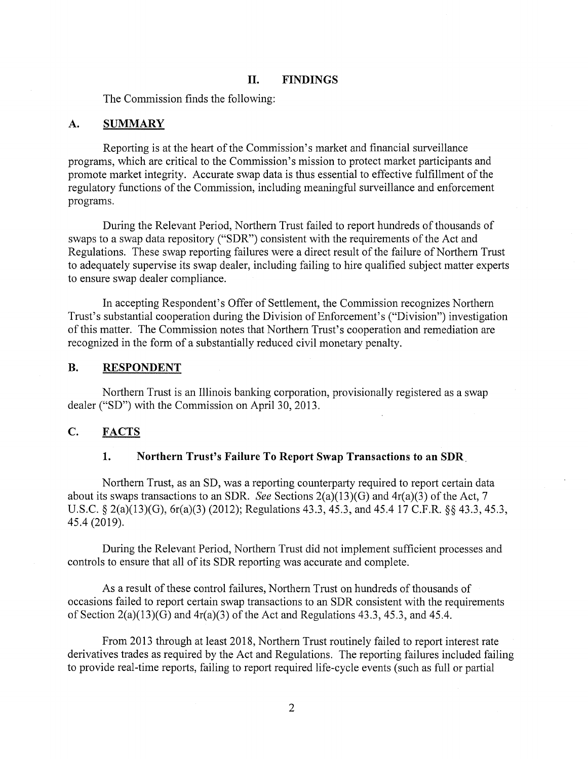## II. FINDINGS

The Commission finds the following:

### A. SUMMARY

Reporting is at the heart of the Commission's market and financial surveillance programs, which are critical to the Commission's mission to protect market participants and promote market integrity. Accurate swap data is thus essential to effective fulfillment of the regulatory functions of the Commission, including meaningful surveillance and enforcement programs.

During the Relevant Period, Northern Trust failed to report hundreds of thousands of swaps to a swap data repository ("SDR") consistent with the requirements of the Act and Regulations. These swap reporting failures were a direct result of the failure of Northern Trust to adequately supervise its swap dealer, including failing to hire qualified subject matter experts to ensure swap dealer compliance.

In accepting Respondent's Offer of Settlement, the Commission recognizes Northern Trust's substantial cooperation during the Division of Enforcement's ("Division") investigation of this matter. The Commission notes that Northern Trust's cooperation and remediation are recognized in the form of a substantially reduced civil monetary penalty.

### B. RESPONDENT

Northern Trust is an Illinois banking corporation, provisionally registered as a swap dealer ("SD") with the Commission on April 30, 2013.

### C. FACTS

#### 1. Northern Trust's Failure To Report Swap Transactions to an SDR

Northern Trust, as an SD, was a reporting counterparty required to report certain data about its swaps transactions to an SDR. *See* Sections 2(a)(13)(G) and 4r(a)(3) of the Act, 7 U.S.C. § 2(a)(13)(G), 6r(a)(3) (2012); Regulations 43.3, 45.3, and 45.4 17 C.F.R. §§ 43.3, 45.3, 45.4 (2019).

During the Relevant Period, Northern Trust did not implement sufficient processes and controls to ensure that all of its SDR reporting was accurate and complete.

As a result of these control failures, Northern Trust on hundreds of thousands of occasions failed to report certain swap transactions to an SDR consistent with the requirements of Section 2(a)(13)(G) and 4r(a)(3) of the Act and Regulations 43.3, 45.3, and 45.4.

From 2013 through at least 2018, Northern Trust routinely failed to report interest rate derivatives trades as required by the Act and Regulations. The reporting failures included failing to provide real-time reports, failing to report required life-cycle events (such as full or partial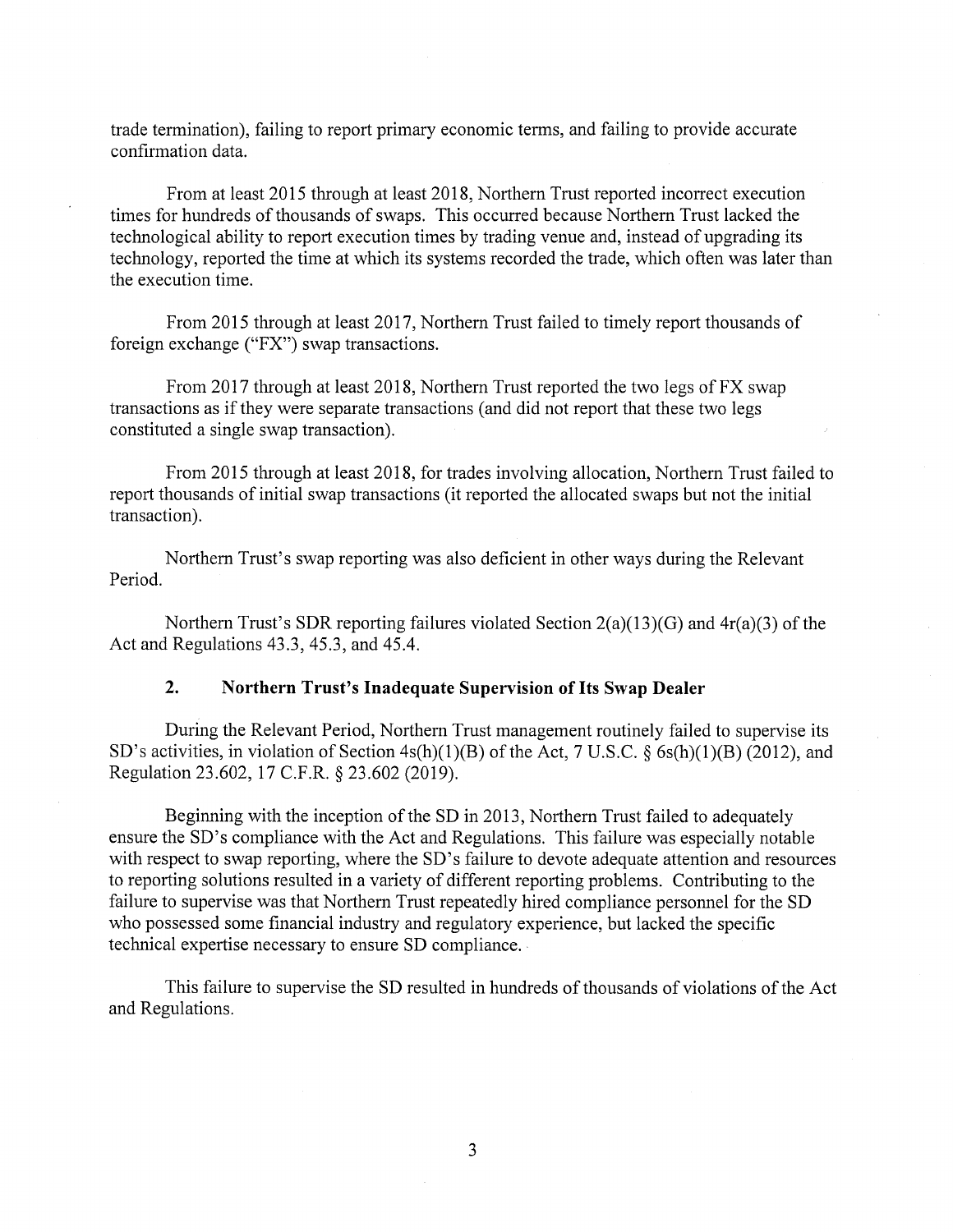trade termination), failing to report primary economic terms, and failing to provide accurate confirmation data.

From at least 2015 through at least 2018, Northern Trust reported incorrect execution times for hundreds of thousands of swaps. This occurred because Northern Trust lacked the technological ability to report execution times by trading venue and, instead of upgrading its technology, reported the time at which its systems recorded the trade, which often was later than the execution time.

From 2015 through at least 2017, Northern Trust failed to timely report thousands of foreign exchange ("FX") swap transactions.

From 2017 through at least 2018, Northern Trust reported the two legs of FX swap transactions as if they were separate transactions (and did not report that these two legs constituted a single swap transaction).

From 2015 through at least 2018, for trades involving allocation, Northern Trust failed to report thousands of initial swap transactions (it reported the allocated swaps but not the initial transaction).

Northern Trust's swap reporting was also deficient in other ways during the Relevant Period.

Northern Trust's SDR reporting failures violated Section 2(a)(13)(G) and 4r(a)(3) of the Act and Regulations 43.3, 45.3, and 45.4.

### 2. Northern Trust's Inadequate Supervision of Its Swap Dealer

During the Relevant Period, Northern Trust management routinely failed to supervise its SD's activities, in violation of Section 4s(h)(1)(B) of the Act, 7 U.S.C. § 6s(h)(1)(B) (2012), and Regulation 23.602, 17 C.F.R. § 23.602 (2019).

Beginning with the inception of the SD in 2013, Northern Trust failed to adequately ensure the SD's compliance with the Act and Regulations. This failure was especially notable with respect to swap reporting, where the SD's failure to devote adequate attention and resources to reporting solutions resulted in a variety of different reporting problems. Contributing to the failure to supervise was that Northern Trust repeatedly hired compliance personnel for the SD who possessed some financial industry and regulatory experience, but lacked the specific technical expertise necessary to ensure SD compliance.

This failure to supervise the SD resulted in hundreds of thousands of violations of the Act and Regulations.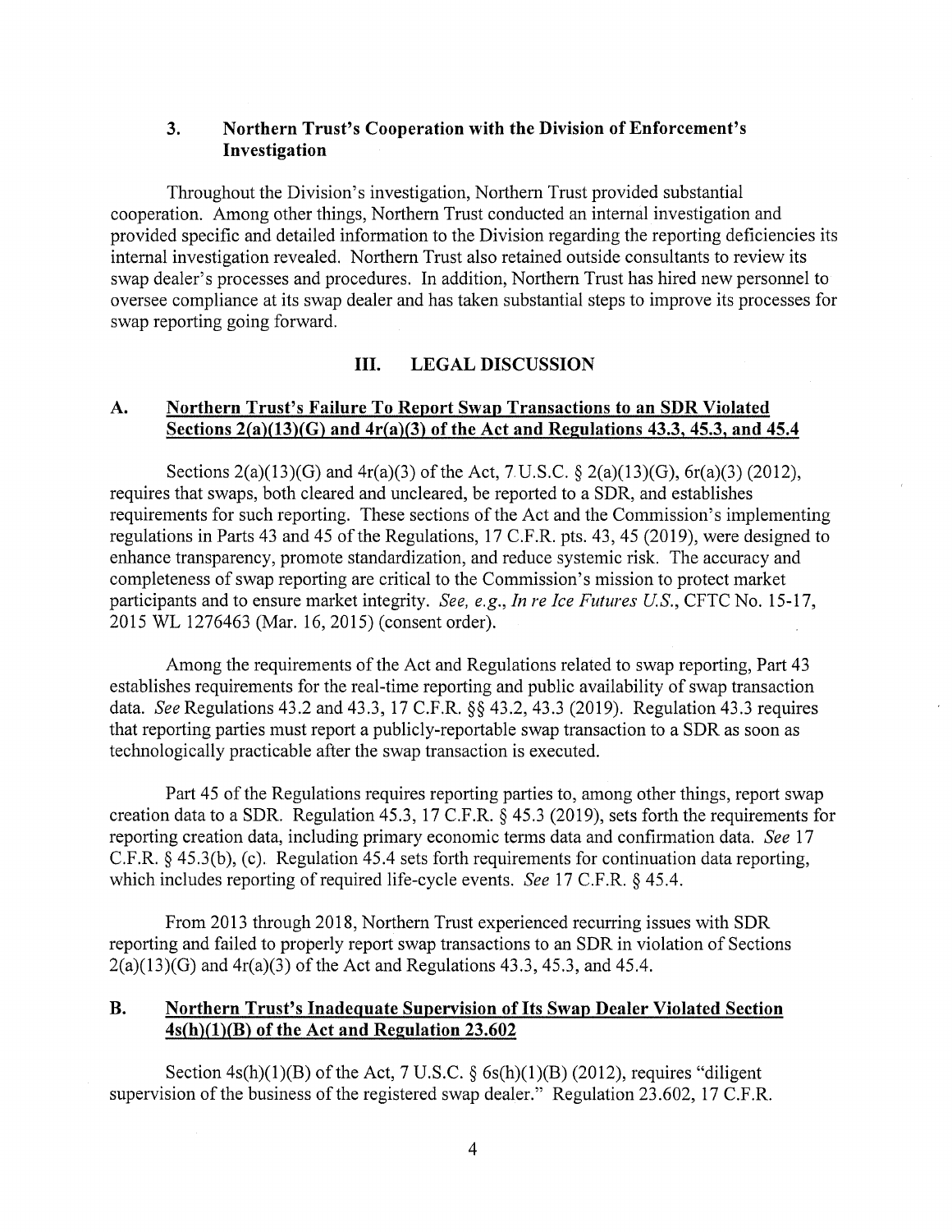### 3. Northern Trust's Cooperation with the Division of Enforcement's Investigation

Throughout the Division's investigation, Northern Trust provided substantial cooperation. Among other things, Northern Trust conducted an internal investigation and provided specific and detailed information to the Division regarding the reporting deficiencies its internal investigation revealed. Northern Trust also retained outside consultants to review its swap dealer's processes and procedures. In addition, Northern Trust has hired new personnel to oversee compliance at its swap dealer and has taken substantial steps to improve its processes for swap reporting going forward.

## III. LEGAL DISCUSSION

### A. Northern Trust's Failure To Report Swap Transactions to an SDR Violated Sections 2(a)(13)(G) and 4r(a)(3) of the Act and Regulations 43.3, 45.3, and 45.4

Sections 2(a)(13)(G) and 4r(a)(3) of the Act, 7 U.S.C. § 2(a)(13)(G), 6r(a)(3) (2012), requires that swaps, both cleared and uncleared, be reported to a SDR, and establishes requirements for such reporting. These sections of the Act and the Commission's implementing regulations in Parts 43 and 45 of the Regulations, 17 C.F.R. pts. 43, 45 (2019), were designed to enhance transparency, promote standardization, and reduce systemic risk. The accuracy and completeness of swap reporting are critical to the Commission's mission to protect market participants and to ensure market integrity. *See, e.g.*, *In re Ice Futures U.S.*, CFTC No. 15-17, 2015 WL 1276463 (Mar. 16, 2015) (consent order).

Among the requirements of the Act and Regulations related to swap reporting, Part 43 establishes requirements for the real-time reporting and public availability of swap transaction data. *See* Regulations 43.2 and 43.3, 17 C.F.R. §§ 43.2, 43.3 (2019). Regulation 43.3 requires that reporting parties must report a publicly-reportable swap transaction to a SDR as soon as technologically practicable after the swap transaction is executed.

Part 45 of the Regulations requires reporting parties to, among other things, report swap creation data to a SDR. Regulation 45.3, 17 C.F.R. § 45.3 (2019), sets forth the requirements for reporting creation data, including primary economic terms data and confirmation data. *See* 17 C.F.R. § 45.3(b), (c). Regulation 45.4 sets forth requirements for continuation data reporting, which includes reporting of required life-cycle events. *See* 17 C.F.R. § 45.4.

From 2013 through 2018, Northern Trust experienced recurring issues with SDR reporting and failed to properly report swap transactions to an SDR in violation of Sections 2(a)(13)(G) and 4r(a)(3) of the Act and Regulations 43.3, 45.3, and 45.4.

### B. Northern Trust's Inadequate Supervision of Its Swap Dealer Violated Section 4s(h)(1)(B) of the Act and Regulation 23.602

Section 4s(h)(1)(B) of the Act, 7 U.S.C. § 6s(h)(1)(B) (2012), requires "diligent supervision of the business of the registered swap dealer." Regulation 23.602, 17 C.F.R.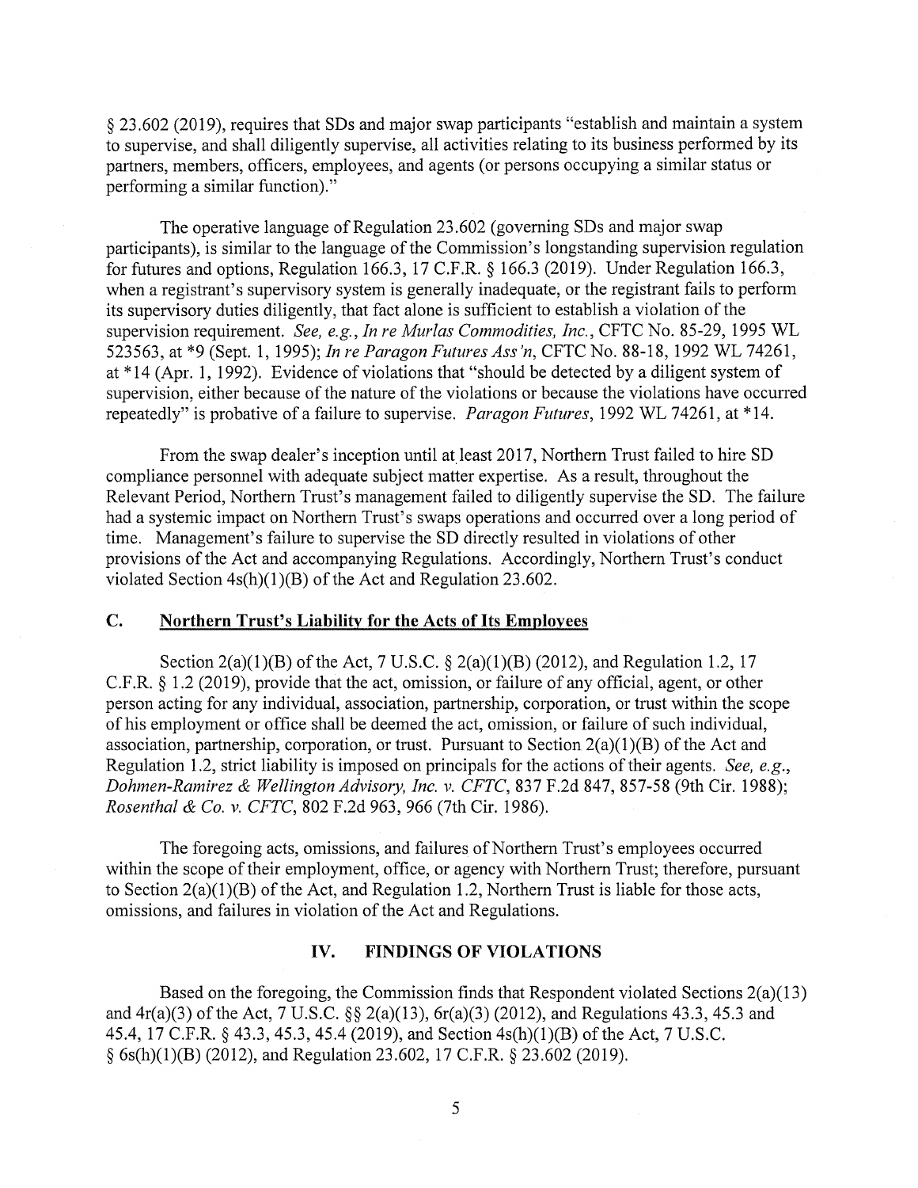§ 23.602 (2019), requires that SDs and major swap participants "establish and maintain a system to supervise, and shall diligently supervise, all activities relating to its business performed by its partners, members, officers, employees, and agents (or persons occupying a similar status or performing a similar function)."

The operative language of Regulation 23.602 (governing SDs and major swap participants), is similar to the language of the Commission's longstanding supervision regulation for futures and options, Regulation 166.3, 17 C.F.R. § 166.3 (2019). Under Regulation 166.3, when a registrant's supervisory system is generally inadequate, or the registrant fails to perform its supervisory duties diligently, that fact alone is sufficient to establish a violation of the supervision requirement. *See, e.g., In re Murlas Commodities, Inc.*, CFTC No. 85-29, 1995 WL 523563, at *9 (Sept. 1, 1995); *In re Paragon Futures Ass'n*, CFTC No. 88-18, 1992 WL 74261, at *14 (Apr. 1, 1992). Evidence of violations that "should be detected by a diligent system of supervision, either because of the nature of the violations or because the violations have occurred repeatedly" is probative of a failure to supervise. *Paragon Futures*, 1992 WL 74261, at *14.

From the swap dealer's inception until at least 2017, Northern Trust failed to hire SD compliance personnel with adequate subject matter expertise. As a result, throughout the Relevant Period, Northern Trust's management failed to diligently supervise the SD. The failure had a systemic impact on Northern Trust's swaps operations and occurred over a long period of time. Management's failure to supervise the SD directly resulted in violations of other provisions of the Act and accompanying Regulations. Accordingly, Northern Trust's conduct violated Section 4s(h)(1)(B) of the Act and Regulation 23.602.

### C. Northern Trust's Liability for the Acts of Its Employees

Section 2(a)(1)(B) of the Act, 7 U.S.C. § 2(a)(1)(B) (2012), and Regulation 1.2, 17 C.F.R. § 1.2 (2019), provide that the act, omission, or failure of any official, agent, or other person acting for any individual, association, partnership, corporation, or trust within the scope of his employment or office shall be deemed the act, omission, or failure of such individual, association, partnership, corporation, or trust. Pursuant to Section 2(a)(1)(B) of the Act and Regulation 1.2, strict liability is imposed on principals for the actions of their agents. *See, e.g., Dohmen-Ramirez & Wellington Advisory, Inc. v. CFTC*, 837 F.2d 847, 857-58 (9th Cir. 1988); *Rosenthal & Co. v. CFTC*, 802 F.2d 963, 966 (7th Cir. 1986).

The foregoing acts, omissions, and failures of Northern Trust's employees occurred within the scope of their employment, office, or agency with Northern Trust; therefore, pursuant to Section 2(a)(1)(B) of the Act, and Regulation 1.2, Northern Trust is liable for those acts, omissions, and failures in violation of the Act and Regulations.

## IV. FINDINGS OF VIOLATIONS

Based on the foregoing, the Commission finds that Respondent violated Sections 2(a)(13) and 4r(a)(3) of the Act, 7 U.S.C. §§ 2(a)(13), 6r(a)(3) (2012), and Regulations 43.3, 45.3 and 45.4, 17 C.F.R. § 43.3, 45.3, 45.4 (2019), and Section 4s(h)(1)(B) of the Act, 7 U.S.C. § 6s(h)(1)(B) (2012), and Regulation 23.602, 17 C.F.R. § 23.602 (2019).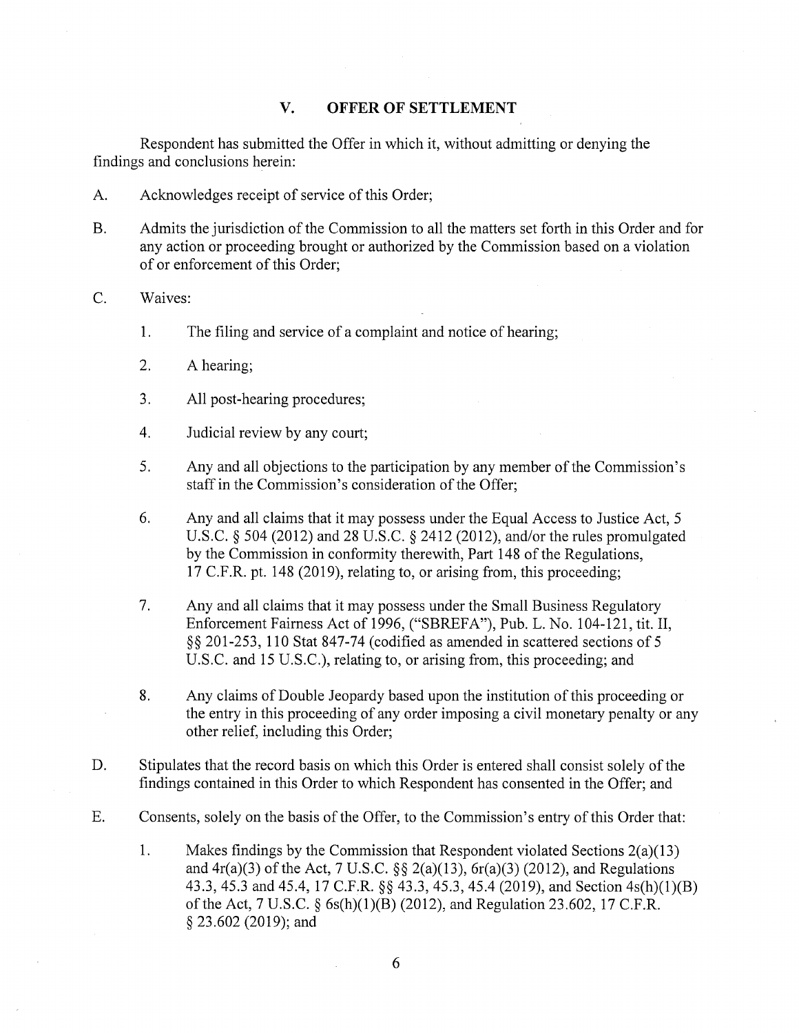## V. OFFER OF SETTLEMENT

Respondent has submitted the Offer in which it, without admitting or denying the findings and conclusions herein:

A. Acknowledges receipt of service of this Order;

B. Admits the jurisdiction of the Commission to all the matters set forth in this Order and for any action or proceeding brought or authorized by the Commission based on a violation of or enforcement of this Order;

C. Waives:

   1. The filing and service of a complaint and notice of hearing;

   2. A hearing;

   3. All post-hearing procedures;

   4. Judicial review by any court;

   5. Any and all objections to the participation by any member of the Commission's staff in the Commission's consideration of the Offer;

   6. Any and all claims that it may possess under the Equal Access to Justice Act, 5 U.S.C. § 504 (2012) and 28 U.S.C. § 2412 (2012), and/or the rules promulgated by the Commission in conformity therewith, Part 148 of the Regulations, 17 C.F.R. pt. 148 (2019), relating to, or arising from, this proceeding;

   7. Any and all claims that it may possess under the Small Business Regulatory Enforcement Fairness Act of 1996, ("SBREFA"), Pub. L. No. 104-121, tit. II, §§ 201-253, 110 Stat 847-74 (codified as amended in scattered sections of 5 U.S.C. and 15 U.S.C.), relating to, or arising from, this proceeding; and

   8. Any claims of Double Jeopardy based upon the institution of this proceeding or the entry in this proceeding of any order imposing a civil monetary penalty or any other relief, including this Order;

D. Stipulates that the record basis on which this Order is entered shall consist solely of the findings contained in this Order to which Respondent has consented in the Offer; and

E. Consents, solely on the basis of the Offer, to the Commission's entry of this Order that:

   1. Makes findings by the Commission that Respondent violated Sections 2(a)(13) and 4r(a)(3) of the Act, 7 U.S.C. §§ 2(a)(13), 6r(a)(3) (2012), and Regulations 43.3, 45.3 and 45.4, 17 C.F.R. §§ 43.3, 45.3, 45.4 (2019), and Section 4s(h)(1)(B) of the Act, 7 U.S.C. § 6s(h)(1)(B) (2012), and Regulation 23.602, 17 C.F.R. § 23.602 (2019); and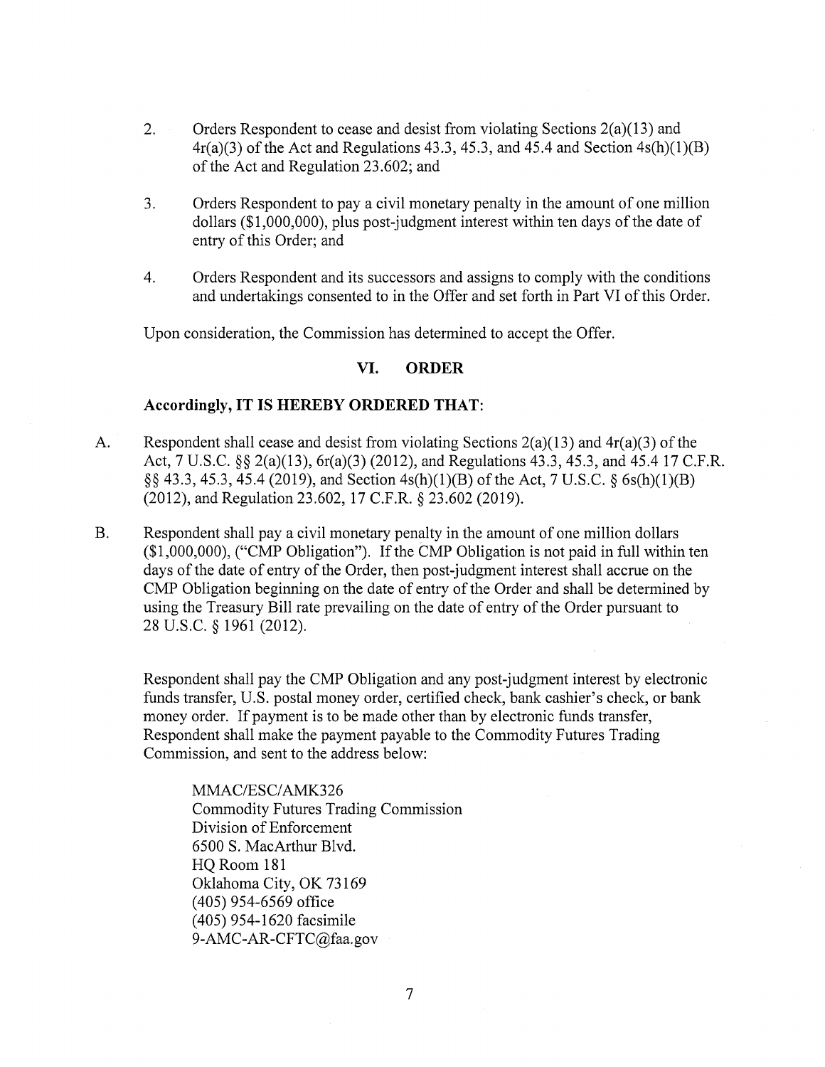2. Orders Respondent to cease and desist from violating Sections 2(a)(13) and 4r(a)(3) of the Act and Regulations 43.3, 45.3, and 45.4 and Section 4s(h)(1)(B) of the Act and Regulation 23.602; and

3. Orders Respondent to pay a civil monetary penalty in the amount of one million dollars ($1,000,000), plus post-judgment interest within ten days of the date of entry of this Order; and

4. Orders Respondent and its successors and assigns to comply with the conditions and undertakings consented to in the Offer and set forth in Part VI of this Order.

Upon consideration, the Commission has determined to accept the Offer.

## VI. ORDER

**Accordingly, IT IS HEREBY ORDERED THAT:**

A. Respondent shall cease and desist from violating Sections 2(a)(13) and 4r(a)(3) of the Act, 7 U.S.C. §§ 2(a)(13), 6r(a)(3) (2012), and Regulations 43.3, 45.3, and 45.4 17 C.F.R. §§ 43.3, 45.3, 45.4 (2019), and Section 4s(h)(1)(B) of the Act, 7 U.S.C. § 6s(h)(1)(B) (2012), and Regulation 23.602, 17 C.F.R. § 23.602 (2019).

B. Respondent shall pay a civil monetary penalty in the amount of one million dollars ($1,000,000), ("CMP Obligation"). If the CMP Obligation is not paid in full within ten days of the date of entry of the Order, then post-judgment interest shall accrue on the CMP Obligation beginning on the date of entry of the Order and shall be determined by using the Treasury Bill rate prevailing on the date of entry of the Order pursuant to 28 U.S.C. § 1961 (2012).

   Respondent shall pay the CMP Obligation and any post-judgment interest by electronic funds transfer, U.S. postal money order, certified check, bank cashier's check, or bank money order. If payment is to be made other than by electronic funds transfer, Respondent shall make the payment payable to the Commodity Futures Trading Commission, and sent to the address below:

   MMAC/ESC/AMK326
   Commodity Futures Trading Commission
   Division of Enforcement
   6500 S. MacArthur Blvd.
   HQ Room 181
   Oklahoma City, OK 73169
   (405) 954-6569 office
   (405) 954-1620 facsimile
   9-AMC-AR-CFTC@faa.gov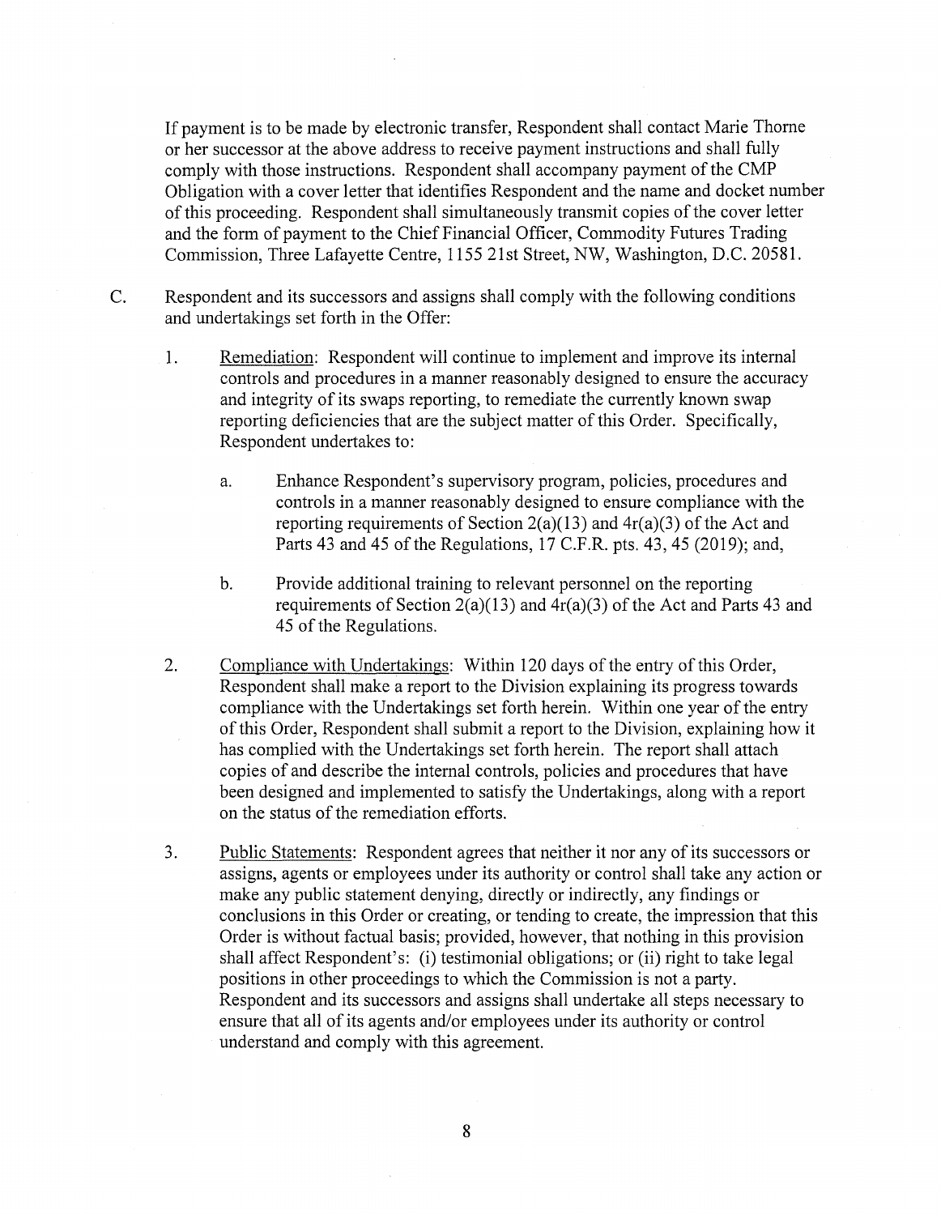If payment is to be made by electronic transfer, Respondent shall contact Marie Thorne or her successor at the above address to receive payment instructions and shall fully comply with those instructions. Respondent shall accompany payment of the CMP Obligation with a cover letter that identifies Respondent and the name and docket number of this proceeding. Respondent shall simultaneously transmit copies of the cover letter and the form of payment to the Chief Financial Officer, Commodity Futures Trading Commission, Three Lafayette Centre, 1155 21st Street, NW, Washington, D.C. 20581.

C. Respondent and its successors and assigns shall comply with the following conditions and undertakings set forth in the Offer:

1. Remediation: Respondent will continue to implement and improve its internal controls and procedures in a manner reasonably designed to ensure the accuracy and integrity of its swaps reporting, to remediate the currently known swap reporting deficiencies that are the subject matter of this Order. Specifically, Respondent undertakes to:

   a. Enhance Respondent's supervisory program, policies, procedures and controls in a manner reasonably designed to ensure compliance with the reporting requirements of Section 2(a)(13) and 4r(a)(3) of the Act and Parts 43 and 45 of the Regulations, 17 C.F.R. pts. 43, 45 (2019); and,

   b. Provide additional training to relevant personnel on the reporting requirements of Section 2(a)(13) and 4r(a)(3) of the Act and Parts 43 and 45 of the Regulations.

2. Compliance with Undertakings: Within 120 days of the entry of this Order, Respondent shall make a report to the Division explaining its progress towards compliance with the Undertakings set forth herein. Within one year of the entry of this Order, Respondent shall submit a report to the Division, explaining how it has complied with the Undertakings set forth herein. The report shall attach copies of and describe the internal controls, policies and procedures that have been designed and implemented to satisfy the Undertakings, along with a report on the status of the remediation efforts.

3. Public Statements: Respondent agrees that neither it nor any of its successors or assigns, agents or employees under its authority or control shall take any action or make any public statement denying, directly or indirectly, any findings or conclusions in this Order or creating, or tending to create, the impression that this Order is without factual basis; provided, however, that nothing in this provision shall affect Respondent's: (i) testimonial obligations; or (ii) right to take legal positions in other proceedings to which the Commission is not a party. Respondent and its successors and assigns shall undertake all steps necessary to ensure that all of its agents and/or employees under its authority or control understand and comply with this agreement.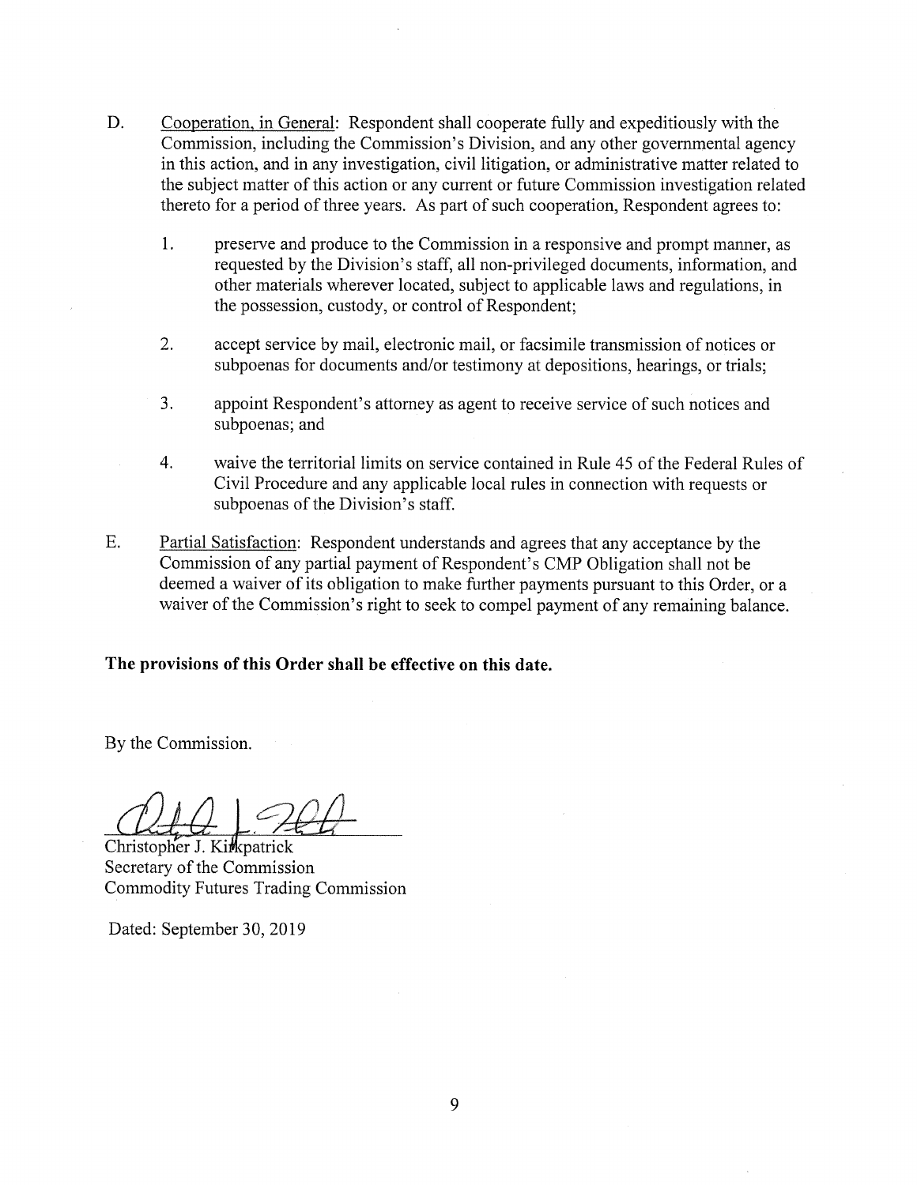D. Cooperation, in General: Respondent shall cooperate fully and expeditiously with the Commission, including the Commission's Division, and any other governmental agency in this action, and in any investigation, civil litigation, or administrative matter related to the subject matter of this action or any current or future Commission investigation related thereto for a period of three years. As part of such cooperation, Respondent agrees to:

1. preserve and produce to the Commission in a responsive and prompt manner, as requested by the Division's staff, all non-privileged documents, information, and other materials wherever located, subject to applicable laws and regulations, in the possession, custody, or control of Respondent;

2. accept service by mail, electronic mail, or facsimile transmission of notices or subpoenas for documents and/or testimony at depositions, hearings, or trials;

3. appoint Respondent's attorney as agent to receive service of such notices and subpoenas; and

4. waive the territorial limits on service contained in Rule 45 of the Federal Rules of Civil Procedure and any applicable local rules in connection with requests or subpoenas of the Division's staff.

E. Partial Satisfaction: Respondent understands and agrees that any acceptance by the Commission of any partial payment of Respondent's CMP Obligation shall not be deemed a waiver of its obligation to make further payments pursuant to this Order, or a waiver of the Commission's right to seek to compel payment of any remaining balance.

**The provisions of this Order shall be effective on this date.**

By the Commission.

Christopher J. Kirkpatrick
Secretary of the Commission
Commodity Futures Trading Commission

Dated: September 30, 2019